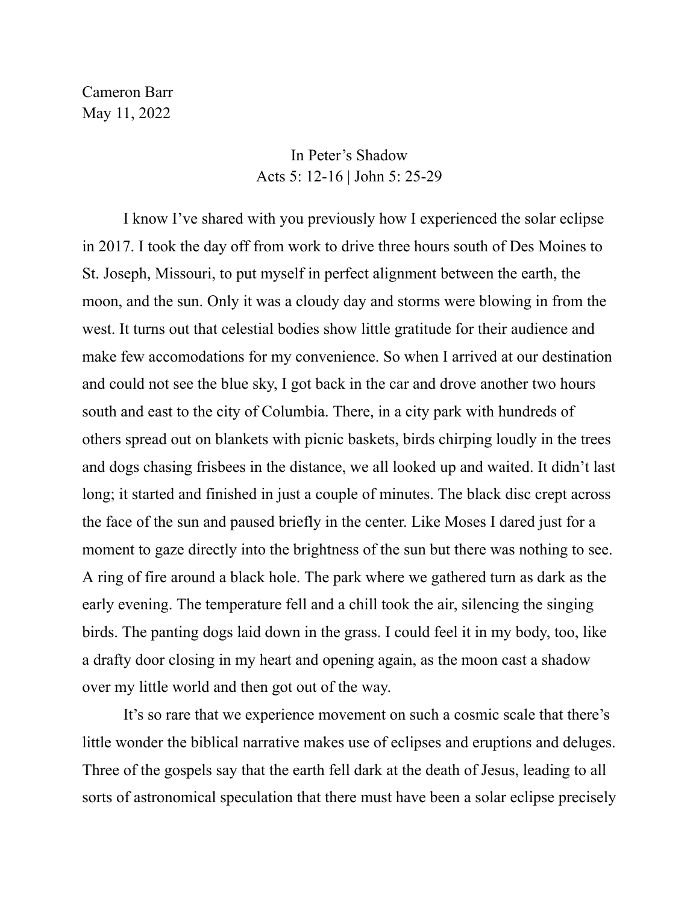Cameron Barr
May 11, 2022

# In Peter's Shadow

Acts 5: 12-16 | John 5: 25-29

I know I've shared with you previously how I experienced the solar eclipse in 2017. I took the day off from work to drive three hours south of Des Moines to St. Joseph, Missouri, to put myself in perfect alignment between the earth, the moon, and the sun. Only it was a cloudy day and storms were blowing in from the west. It turns out that celestial bodies show little gratitude for their audience and make few accomodations for my convenience. So when I arrived at our destination and could not see the blue sky, I got back in the car and drove another two hours south and east to the city of Columbia. There, in a city park with hundreds of others spread out on blankets with picnic baskets, birds chirping loudly in the trees and dogs chasing frisbees in the distance, we all looked up and waited. It didn't last long; it started and finished in just a couple of minutes. The black disc crept across the face of the sun and paused briefly in the center. Like Moses I dared just for a moment to gaze directly into the brightness of the sun but there was nothing to see. A ring of fire around a black hole. The park where we gathered turn as dark as the early evening. The temperature fell and a chill took the air, silencing the singing birds. The panting dogs laid down in the grass. I could feel it in my body, too, like a drafty door closing in my heart and opening again, as the moon cast a shadow over my little world and then got out of the way.

It's so rare that we experience movement on such a cosmic scale that there's little wonder the biblical narrative makes use of eclipses and eruptions and deluges. Three of the gospels say that the earth fell dark at the death of Jesus, leading to all sorts of astronomical speculation that there must have been a solar eclipse precisely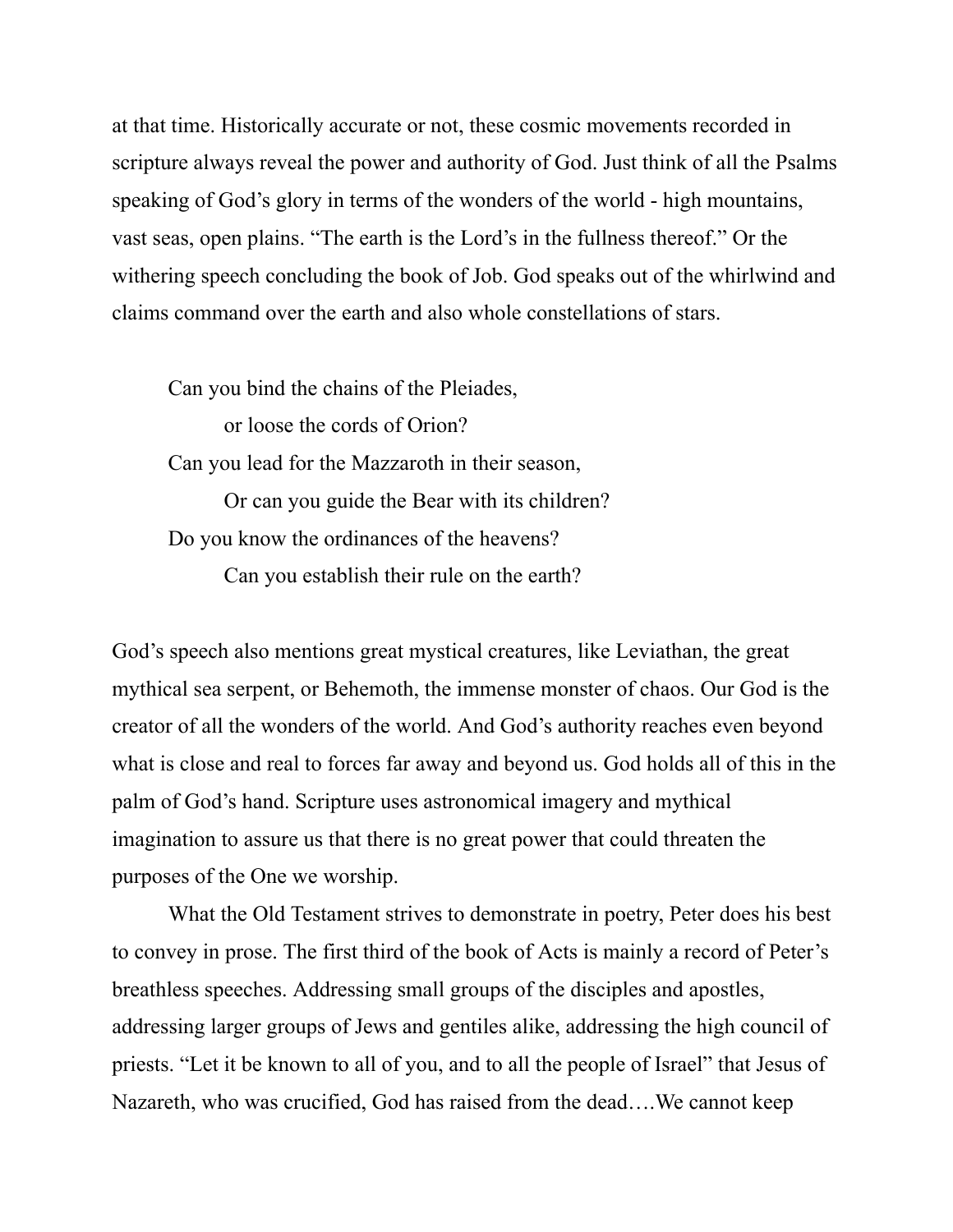at that time. Historically accurate or not, these cosmic movements recorded in scripture always reveal the power and authority of God. Just think of all the Psalms speaking of God's glory in terms of the wonders of the world - high mountains, vast seas, open plains. "The earth is the Lord's in the fullness thereof." Or the withering speech concluding the book of Job. God speaks out of the whirlwind and claims command over the earth and also whole constellations of stars.

> Can you bind the chains of the Pleiades,
> 	or loose the cords of Orion?
> Can you lead for the Mazzaroth in their season,
> 	Or can you guide the Bear with its children?
> Do you know the ordinances of the heavens?
> 	Can you establish their rule on the earth?

God's speech also mentions great mystical creatures, like Leviathan, the great mythical sea serpent, or Behemoth, the immense monster of chaos. Our God is the creator of all the wonders of the world. And God's authority reaches even beyond what is close and real to forces far away and beyond us. God holds all of this in the palm of God's hand. Scripture uses astronomical imagery and mythical imagination to assure us that there is no great power that could threaten the purposes of the One we worship.

What the Old Testament strives to demonstrate in poetry, Peter does his best to convey in prose. The first third of the book of Acts is mainly a record of Peter's breathless speeches. Addressing small groups of the disciples and apostles, addressing larger groups of Jews and gentiles alike, addressing the high council of priests. "Let it be known to all of you, and to all the people of Israel" that Jesus of Nazareth, who was crucified, God has raised from the dead….We cannot keep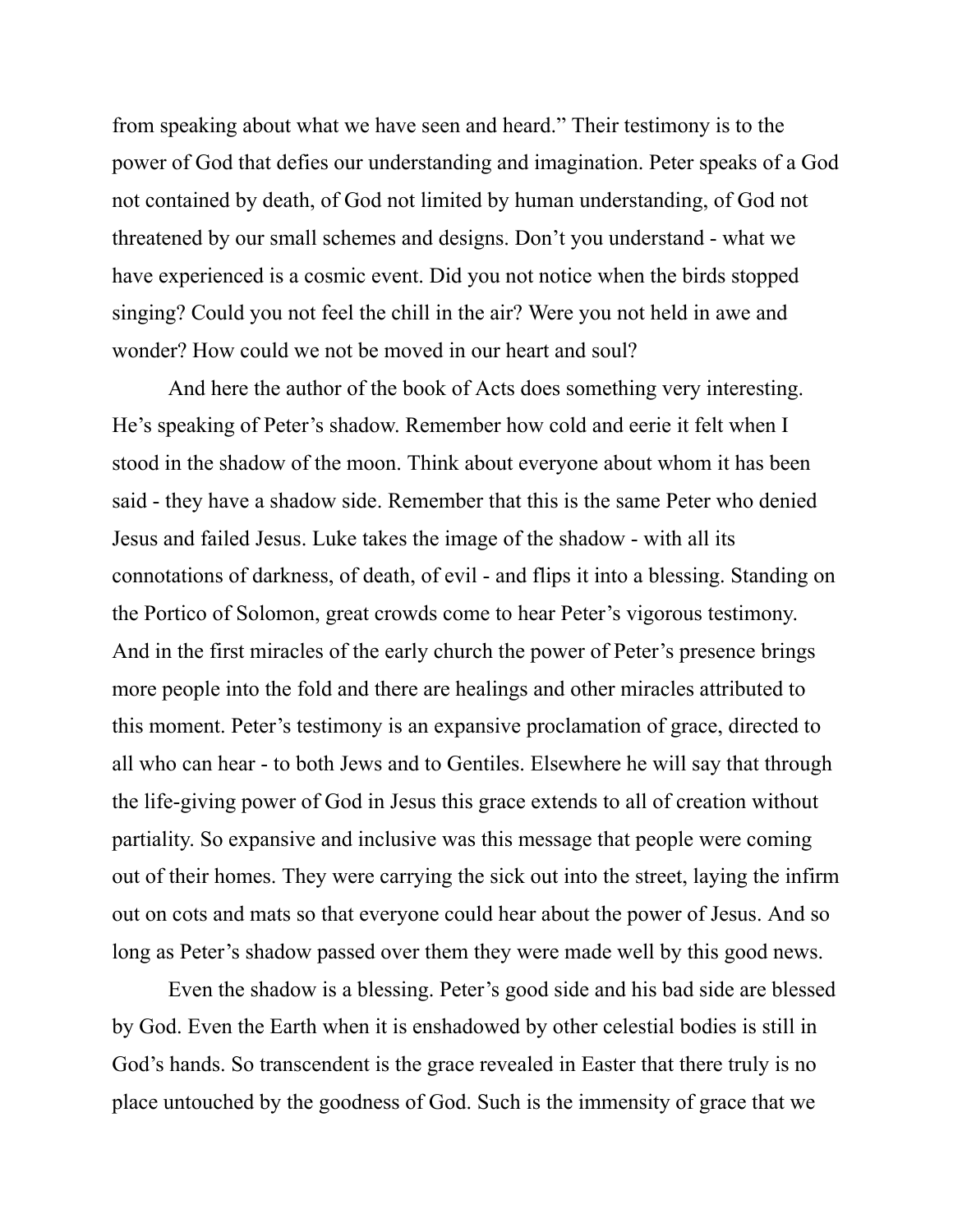from speaking about what we have seen and heard." Their testimony is to the power of God that defies our understanding and imagination. Peter speaks of a God not contained by death, of God not limited by human understanding, of God not threatened by our small schemes and designs. Don't you understand - what we have experienced is a cosmic event. Did you not notice when the birds stopped singing? Could you not feel the chill in the air? Were you not held in awe and wonder? How could we not be moved in our heart and soul?

And here the author of the book of Acts does something very interesting. He's speaking of Peter's shadow. Remember how cold and eerie it felt when I stood in the shadow of the moon. Think about everyone about whom it has been said - they have a shadow side. Remember that this is the same Peter who denied Jesus and failed Jesus. Luke takes the image of the shadow - with all its connotations of darkness, of death, of evil - and flips it into a blessing. Standing on the Portico of Solomon, great crowds come to hear Peter's vigorous testimony. And in the first miracles of the early church the power of Peter's presence brings more people into the fold and there are healings and other miracles attributed to this moment. Peter's testimony is an expansive proclamation of grace, directed to all who can hear - to both Jews and to Gentiles. Elsewhere he will say that through the life-giving power of God in Jesus this grace extends to all of creation without partiality. So expansive and inclusive was this message that people were coming out of their homes. They were carrying the sick out into the street, laying the infirm out on cots and mats so that everyone could hear about the power of Jesus. And so long as Peter's shadow passed over them they were made well by this good news.

Even the shadow is a blessing. Peter's good side and his bad side are blessed by God. Even the Earth when it is enshadowed by other celestial bodies is still in God's hands. So transcendent is the grace revealed in Easter that there truly is no place untouched by the goodness of God. Such is the immensity of grace that we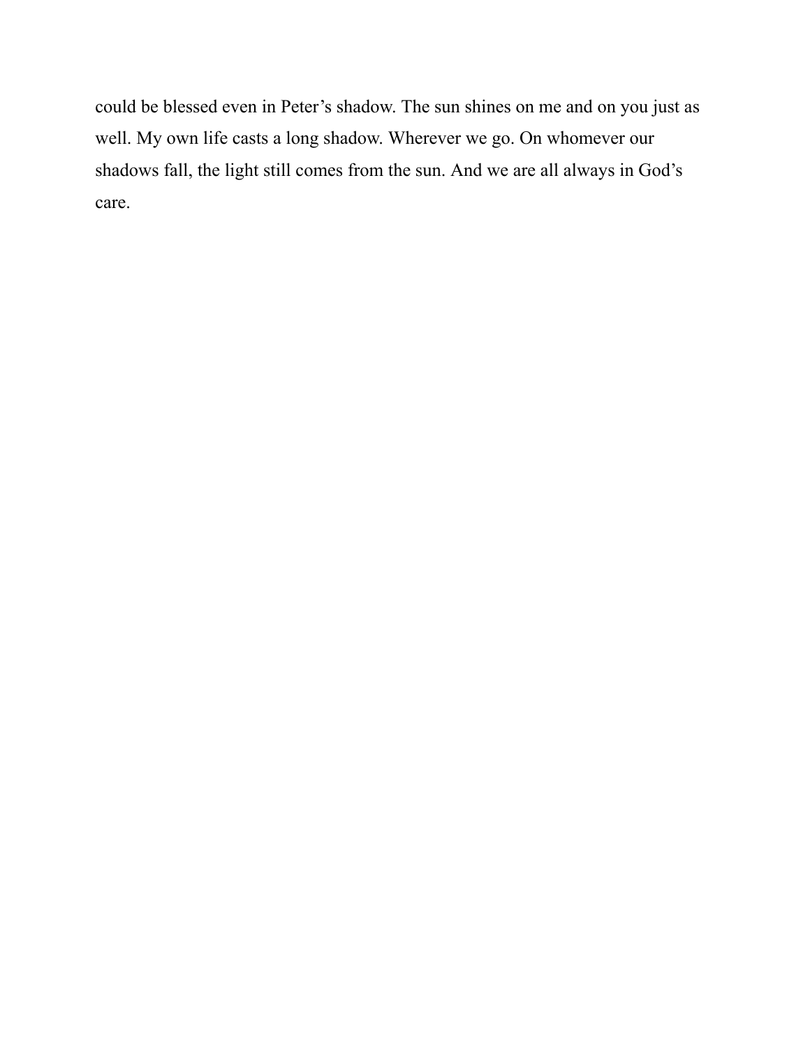could be blessed even in Peter's shadow. The sun shines on me and on you just as well. My own life casts a long shadow. Wherever we go. On whomever our shadows fall, the light still comes from the sun. And we are all always in God's care.